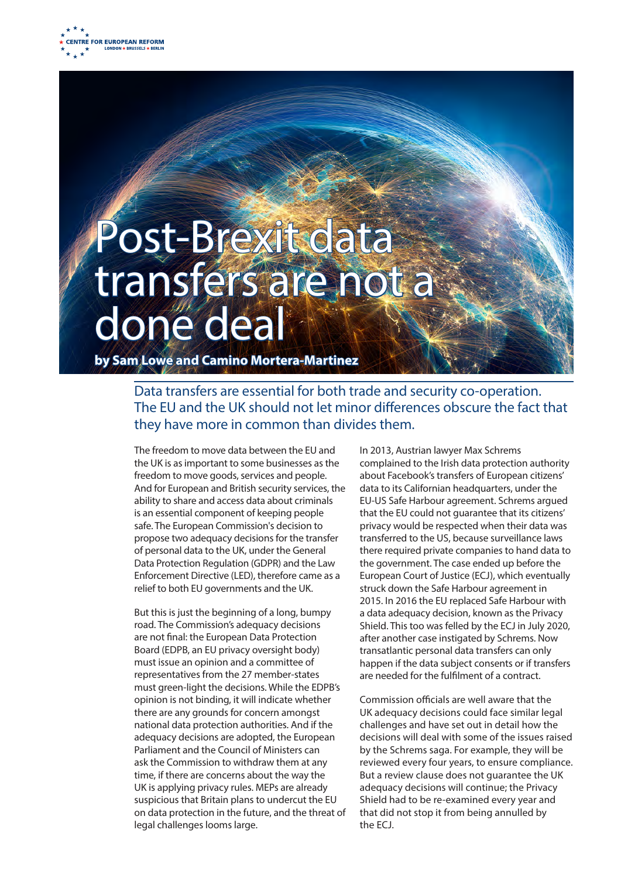CENTRE FOR EUROPEAN REFORM
LONDON ★ BRUSSELS ★ BERLIN

# Post-Brexit data transfers are not a done deal

**by Sam Lowe and Camino Mortera-Martinez**

## Data transfers are essential for both trade and security co-operation. The EU and the UK should not let minor differences obscure the fact that they have more in common than divides them.

The freedom to move data between the EU and the UK is as important to some businesses as the freedom to move goods, services and people. And for European and British security services, the ability to share and access data about criminals is an essential component of keeping people safe. The European Commission's decision to propose two adequacy decisions for the transfer of personal data to the UK, under the General Data Protection Regulation (GDPR) and the Law Enforcement Directive (LED), therefore came as a relief to both EU governments and the UK.

But this is just the beginning of a long, bumpy road. The Commission's adequacy decisions are not final: the European Data Protection Board (EDPB, an EU privacy oversight body) must issue an opinion and a committee of representatives from the 27 member-states must green-light the decisions. While the EDPB's opinion is not binding, it will indicate whether there are any grounds for concern amongst national data protection authorities. And if the adequacy decisions are adopted, the European Parliament and the Council of Ministers can ask the Commission to withdraw them at any time, if there are concerns about the way the UK is applying privacy rules. MEPs are already suspicious that Britain plans to undercut the EU on data protection in the future, and the threat of legal challenges looms large.

In 2013, Austrian lawyer Max Schrems complained to the Irish data protection authority about Facebook's transfers of European citizens' data to its Californian headquarters, under the EU-US Safe Harbour agreement. Schrems argued that the EU could not guarantee that its citizens' privacy would be respected when their data was transferred to the US, because surveillance laws there required private companies to hand data to the government. The case ended up before the European Court of Justice (ECJ), which eventually struck down the Safe Harbour agreement in 2015. In 2016 the EU replaced Safe Harbour with a data adequacy decision, known as the Privacy Shield. This too was felled by the ECJ in July 2020, after another case instigated by Schrems. Now transatlantic personal data transfers can only happen if the data subject consents or if transfers are needed for the fulfilment of a contract.

Commission officials are well aware that the UK adequacy decisions could face similar legal challenges and have set out in detail how the decisions will deal with some of the issues raised by the Schrems saga. For example, they will be reviewed every four years, to ensure compliance. But a review clause does not guarantee the UK adequacy decisions will continue; the Privacy Shield had to be re-examined every year and that did not stop it from being annulled by the ECJ.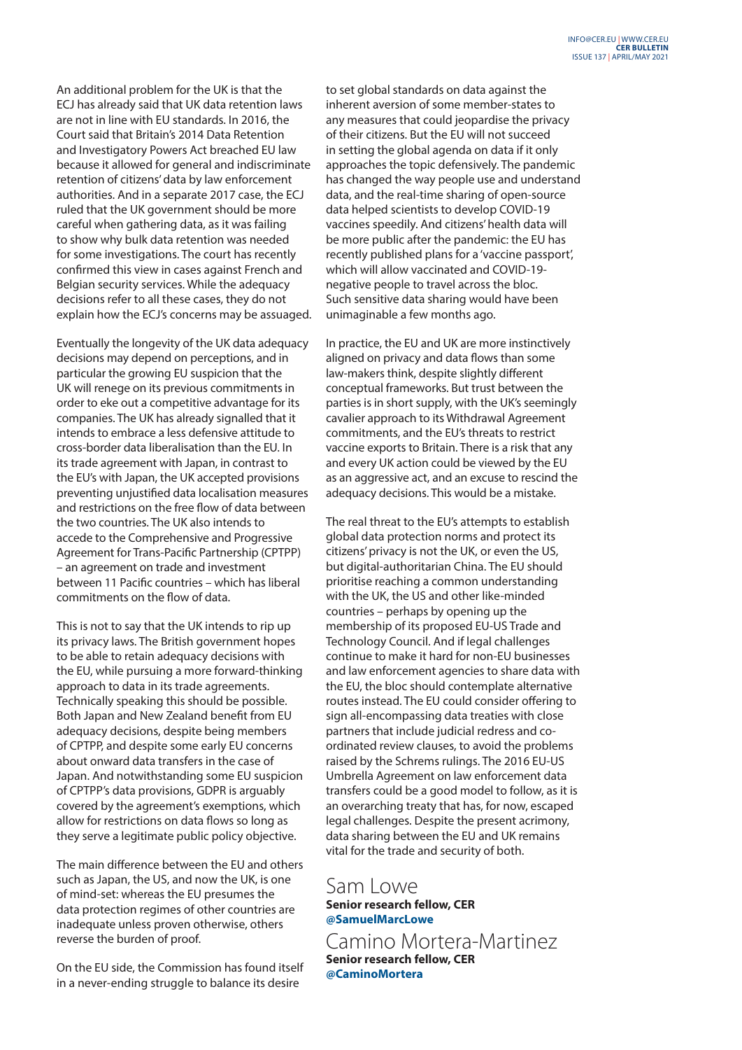An additional problem for the UK is that the ECJ has already said that UK data retention laws are not in line with EU standards. In 2016, the Court said that Britain's 2014 Data Retention and Investigatory Powers Act breached EU law because it allowed for general and indiscriminate retention of citizens' data by law enforcement authorities. And in a separate 2017 case, the ECJ ruled that the UK government should be more careful when gathering data, as it was failing to show why bulk data retention was needed for some investigations. The court has recently confirmed this view in cases against French and Belgian security services. While the adequacy decisions refer to all these cases, they do not explain how the ECJ's concerns may be assuaged.

Eventually the longevity of the UK data adequacy decisions may depend on perceptions, and in particular the growing EU suspicion that the UK will renege on its previous commitments in order to eke out a competitive advantage for its companies. The UK has already signalled that it intends to embrace a less defensive attitude to cross-border data liberalisation than the EU. In its trade agreement with Japan, in contrast to the EU's with Japan, the UK accepted provisions preventing unjustified data localisation measures and restrictions on the free flow of data between the two countries. The UK also intends to accede to the Comprehensive and Progressive Agreement for Trans-Pacific Partnership (CPTPP) – an agreement on trade and investment between 11 Pacific countries – which has liberal commitments on the flow of data.

This is not to say that the UK intends to rip up its privacy laws. The British government hopes to be able to retain adequacy decisions with the EU, while pursuing a more forward-thinking approach to data in its trade agreements. Technically speaking this should be possible. Both Japan and New Zealand benefit from EU adequacy decisions, despite being members of CPTPP, and despite some early EU concerns about onward data transfers in the case of Japan. And notwithstanding some EU suspicion of CPTPP's data provisions, GDPR is arguably covered by the agreement's exemptions, which allow for restrictions on data flows so long as they serve a legitimate public policy objective.

The main difference between the EU and others such as Japan, the US, and now the UK, is one of mind-set: whereas the EU presumes the data protection regimes of other countries are inadequate unless proven otherwise, others reverse the burden of proof.

On the EU side, the Commission has found itself in a never-ending struggle to balance its desire to set global standards on data against the inherent aversion of some member-states to any measures that could jeopardise the privacy of their citizens. But the EU will not succeed in setting the global agenda on data if it only approaches the topic defensively. The pandemic has changed the way people use and understand data, and the real-time sharing of open-source data helped scientists to develop COVID-19 vaccines speedily. And citizens' health data will be more public after the pandemic: the EU has recently published plans for a 'vaccine passport', which will allow vaccinated and COVID-19-negative people to travel across the bloc. Such sensitive data sharing would have been unimaginable a few months ago.

In practice, the EU and UK are more instinctively aligned on privacy and data flows than some law-makers think, despite slightly different conceptual frameworks. But trust between the parties is in short supply, with the UK's seemingly cavalier approach to its Withdrawal Agreement commitments, and the EU's threats to restrict vaccine exports to Britain. There is a risk that any and every UK action could be viewed by the EU as an aggressive act, and an excuse to rescind the adequacy decisions. This would be a mistake.

The real threat to the EU's attempts to establish global data protection norms and protect its citizens' privacy is not the UK, or even the US, but digital-authoritarian China. The EU should prioritise reaching a common understanding with the UK, the US and other like-minded countries – perhaps by opening up the membership of its proposed EU-US Trade and Technology Council. And if legal challenges continue to make it hard for non-EU businesses and law enforcement agencies to share data with the EU, the bloc should contemplate alternative routes instead. The EU could consider offering to sign all-encompassing data treaties with close partners that include judicial redress and co-ordinated review clauses, to avoid the problems raised by the Schrems rulings. The 2016 EU-US Umbrella Agreement on law enforcement data transfers could be a good model to follow, as it is an overarching treaty that has, for now, escaped legal challenges. Despite the present acrimony, data sharing between the EU and UK remains vital for the trade and security of both.

Sam Lowe
**Senior research fellow, CER**
**@SamuelMarcLowe**

Camino Mortera-Martinez
**Senior research fellow, CER**
**@CaminoMortera**